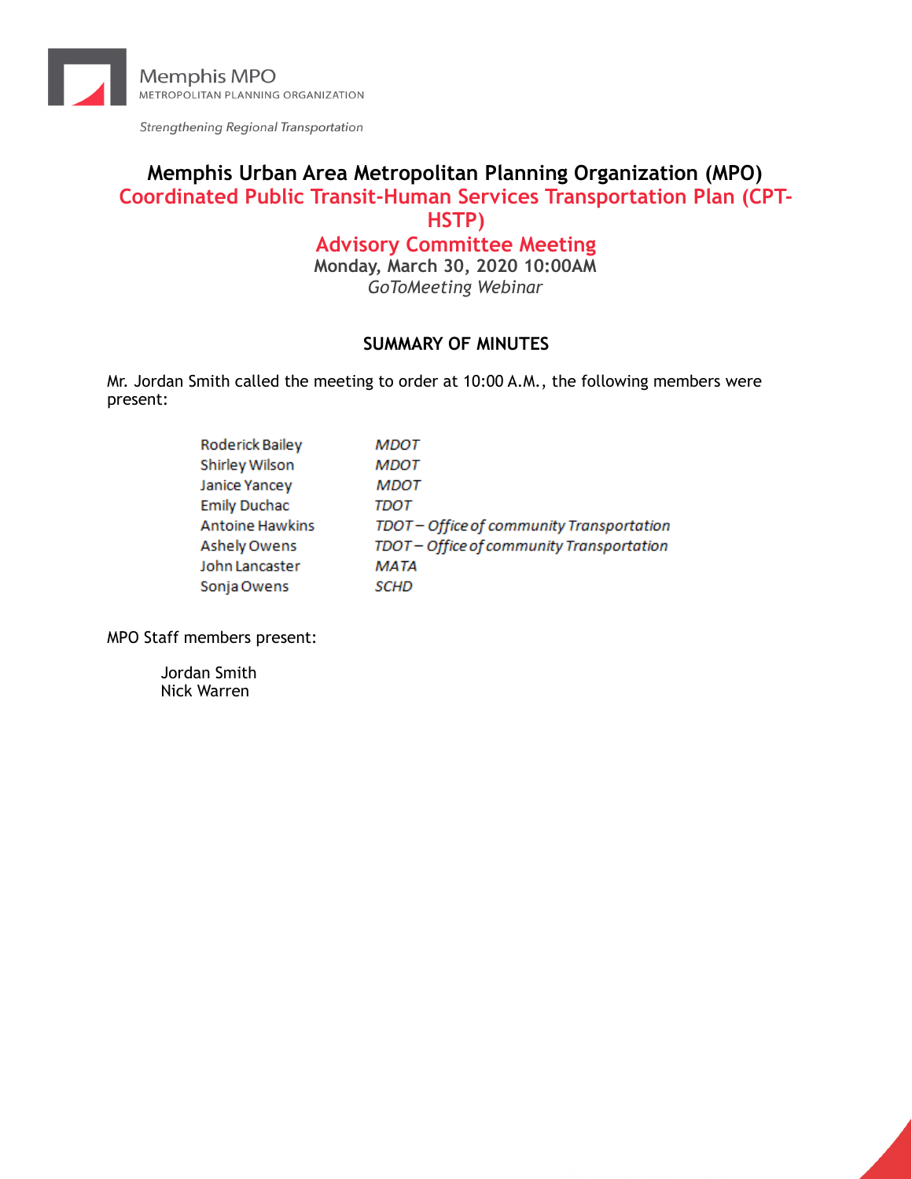Memphis MPO
METROPOLITAN PLANNING ORGANIZATION

*Strengthening Regional Transportation*

# Memphis Urban Area Metropolitan Planning Organization (MPO)
## Coordinated Public Transit-Human Services Transportation Plan (CPT-HSTP)
## Advisory Committee Meeting

**Monday, March 30, 2020 10:00AM**

*GoToMeeting Webinar*

### SUMMARY OF MINUTES

Mr. Jordan Smith called the meeting to order at 10:00 A.M., the following members were present:

| | |
|---|---|
| Roderick Bailey | *MDOT* |
| Shirley Wilson | *MDOT* |
| Janice Yancey | *MDOT* |
| Emily Duchac | *TDOT* |
| Antoine Hawkins | *TDOT – Office of community Transportation* |
| Ashely Owens | *TDOT – Office of community Transportation* |
| John Lancaster | *MATA* |
| Sonja Owens | *SCHD* |

MPO Staff members present:

Jordan Smith
Nick Warren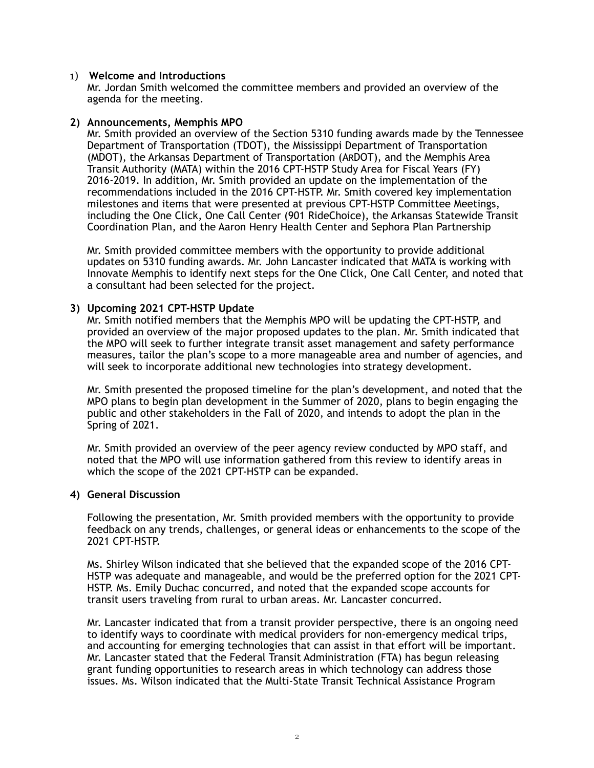1) **Welcome and Introductions**

Mr. Jordan Smith welcomed the committee members and provided an overview of the agenda for the meeting.

**2) Announcements, Memphis MPO**

Mr. Smith provided an overview of the Section 5310 funding awards made by the Tennessee Department of Transportation (TDOT), the Mississippi Department of Transportation (MDOT), the Arkansas Department of Transportation (ARDOT), and the Memphis Area Transit Authority (MATA) within the 2016 CPT-HSTP Study Area for Fiscal Years (FY) 2016-2019. In addition, Mr. Smith provided an update on the implementation of the recommendations included in the 2016 CPT-HSTP. Mr. Smith covered key implementation milestones and items that were presented at previous CPT-HSTP Committee Meetings, including the One Click, One Call Center (901 RideChoice), the Arkansas Statewide Transit Coordination Plan, and the Aaron Henry Health Center and Sephora Plan Partnership

Mr. Smith provided committee members with the opportunity to provide additional updates on 5310 funding awards. Mr. John Lancaster indicated that MATA is working with Innovate Memphis to identify next steps for the One Click, One Call Center, and noted that a consultant had been selected for the project.

**3) Upcoming 2021 CPT-HSTP Update**

Mr. Smith notified members that the Memphis MPO will be updating the CPT-HSTP, and provided an overview of the major proposed updates to the plan. Mr. Smith indicated that the MPO will seek to further integrate transit asset management and safety performance measures, tailor the plan's scope to a more manageable area and number of agencies, and will seek to incorporate additional new technologies into strategy development.

Mr. Smith presented the proposed timeline for the plan's development, and noted that the MPO plans to begin plan development in the Summer of 2020, plans to begin engaging the public and other stakeholders in the Fall of 2020, and intends to adopt the plan in the Spring of 2021.

Mr. Smith provided an overview of the peer agency review conducted by MPO staff, and noted that the MPO will use information gathered from this review to identify areas in which the scope of the 2021 CPT-HSTP can be expanded.

**4) General Discussion**

Following the presentation, Mr. Smith provided members with the opportunity to provide feedback on any trends, challenges, or general ideas or enhancements to the scope of the 2021 CPT-HSTP.

Ms. Shirley Wilson indicated that she believed that the expanded scope of the 2016 CPT-HSTP was adequate and manageable, and would be the preferred option for the 2021 CPT-HSTP. Ms. Emily Duchac concurred, and noted that the expanded scope accounts for transit users traveling from rural to urban areas. Mr. Lancaster concurred.

Mr. Lancaster indicated that from a transit provider perspective, there is an ongoing need to identify ways to coordinate with medical providers for non-emergency medical trips, and accounting for emerging technologies that can assist in that effort will be important. Mr. Lancaster stated that the Federal Transit Administration (FTA) has begun releasing grant funding opportunities to research areas in which technology can address those issues. Ms. Wilson indicated that the Multi-State Transit Technical Assistance Program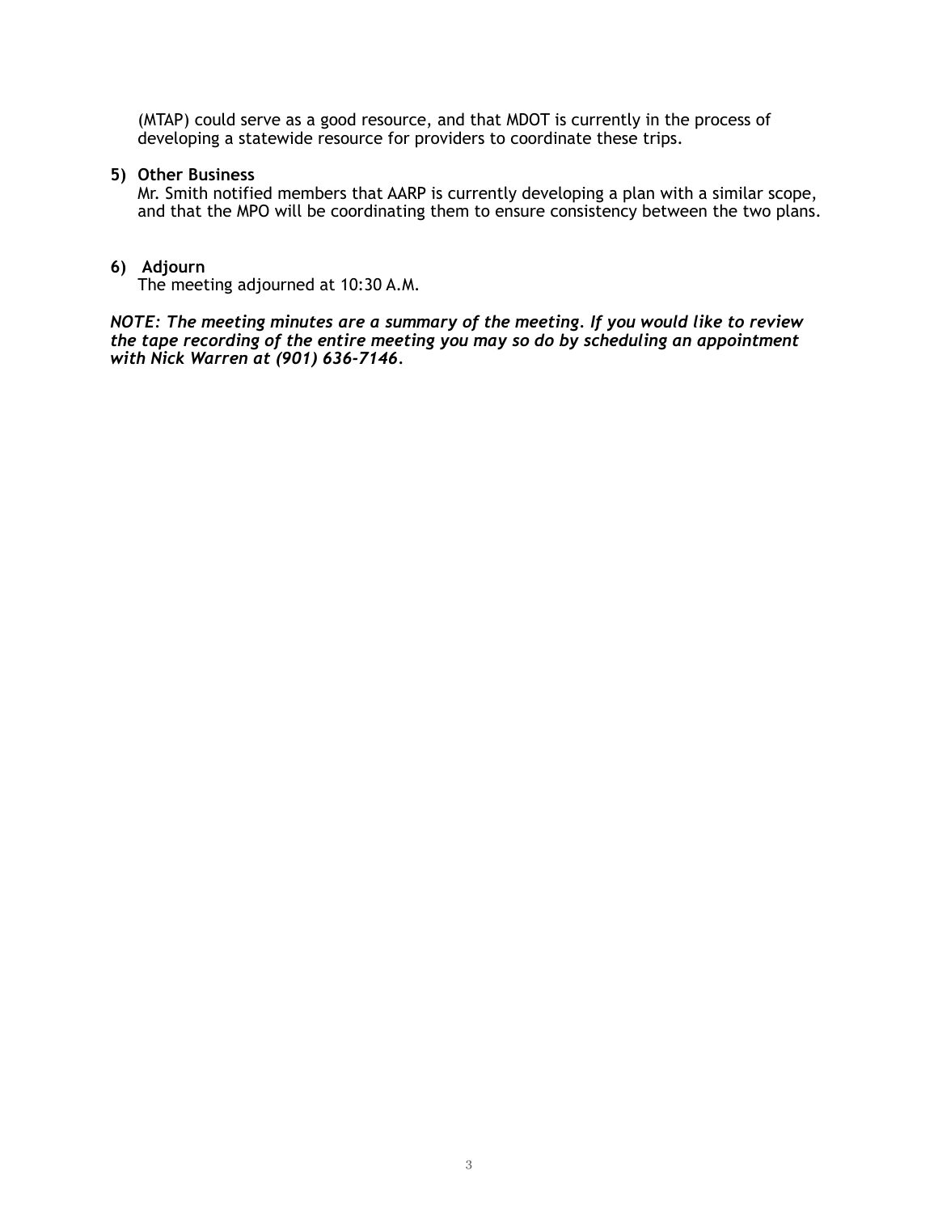(MTAP) could serve as a good resource, and that MDOT is currently in the process of developing a statewide resource for providers to coordinate these trips.

**5) Other Business**

Mr. Smith notified members that AARP is currently developing a plan with a similar scope, and that the MPO will be coordinating them to ensure consistency between the two plans.

**6) Adjourn**

The meeting adjourned at 10:30 A.M.

***NOTE: The meeting minutes are a summary of the meeting. If you would like to review the tape recording of the entire meeting you may so do by scheduling an appointment with Nick Warren at (901) 636-7146.***